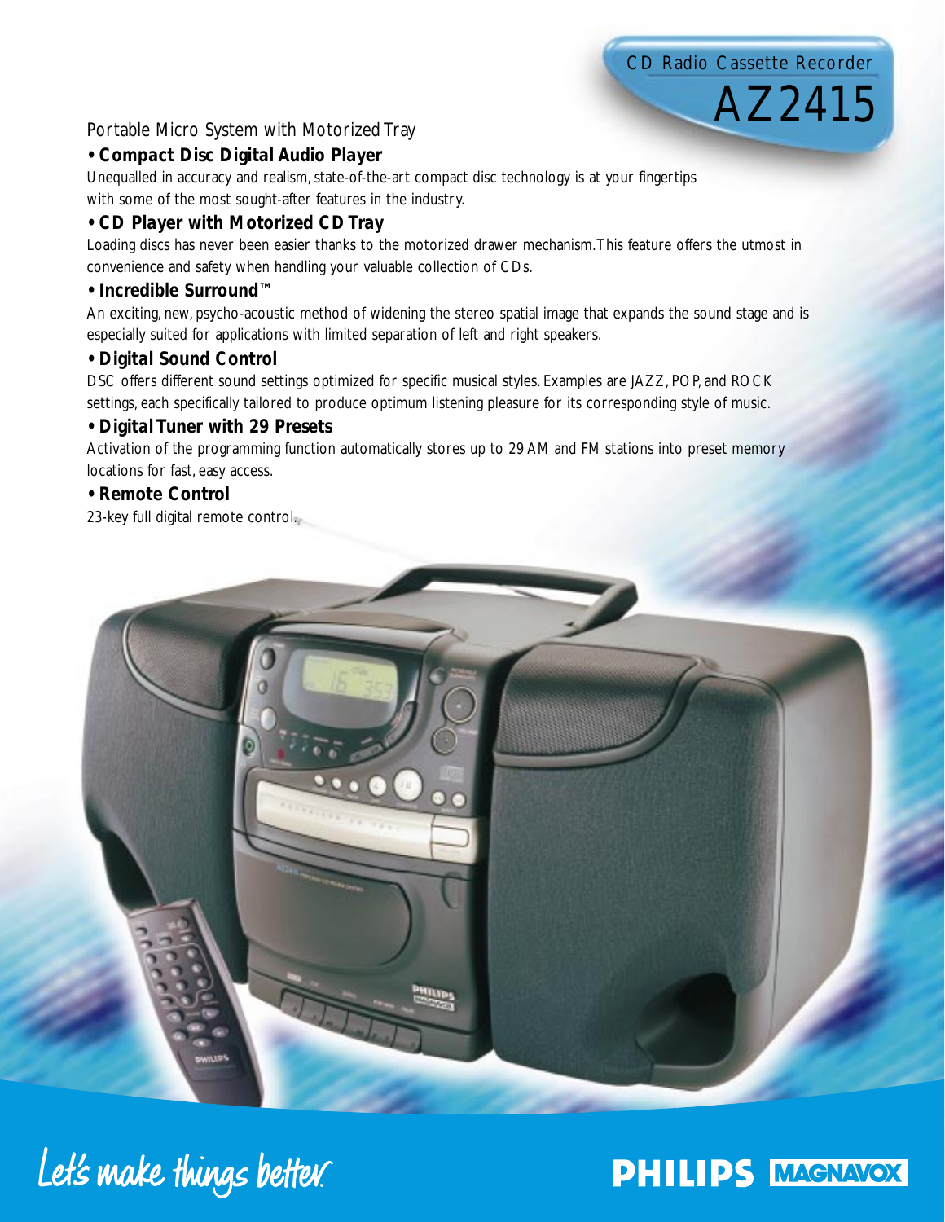CD Radio Cassette Recorder

# AZ2415

Portable Micro System with Motorized Tray

**• Compact Disc Digital Audio Player**

Unequalled in accuracy and realism, state-of-the-art compact disc technology is at your fingertips with some of the most sought-after features in the industry.

**• CD Player with Motorized CD Tray**

Loading discs has never been easier thanks to the motorized drawer mechanism. This feature offers the utmost in convenience and safety when handling your valuable collection of CDs.

**• Incredible Surround™**

An exciting, new, psycho-acoustic method of widening the stereo spatial image that expands the sound stage and is especially suited for applications with limited separation of left and right speakers.

**• Digital Sound Control**

DSC offers different sound settings optimized for specific musical styles. Examples are JAZZ, POP, and ROCK settings, each specifically tailored to produce optimum listening pleasure for its corresponding style of music.

**• Digital Tuner with 29 Presets**

Activation of the programming function automatically stores up to 29 AM and FM stations into preset memory locations for fast, easy access.

**• Remote Control**

23-key full digital remote control.

Let's make things better.

PHILIPS MAGNAVOX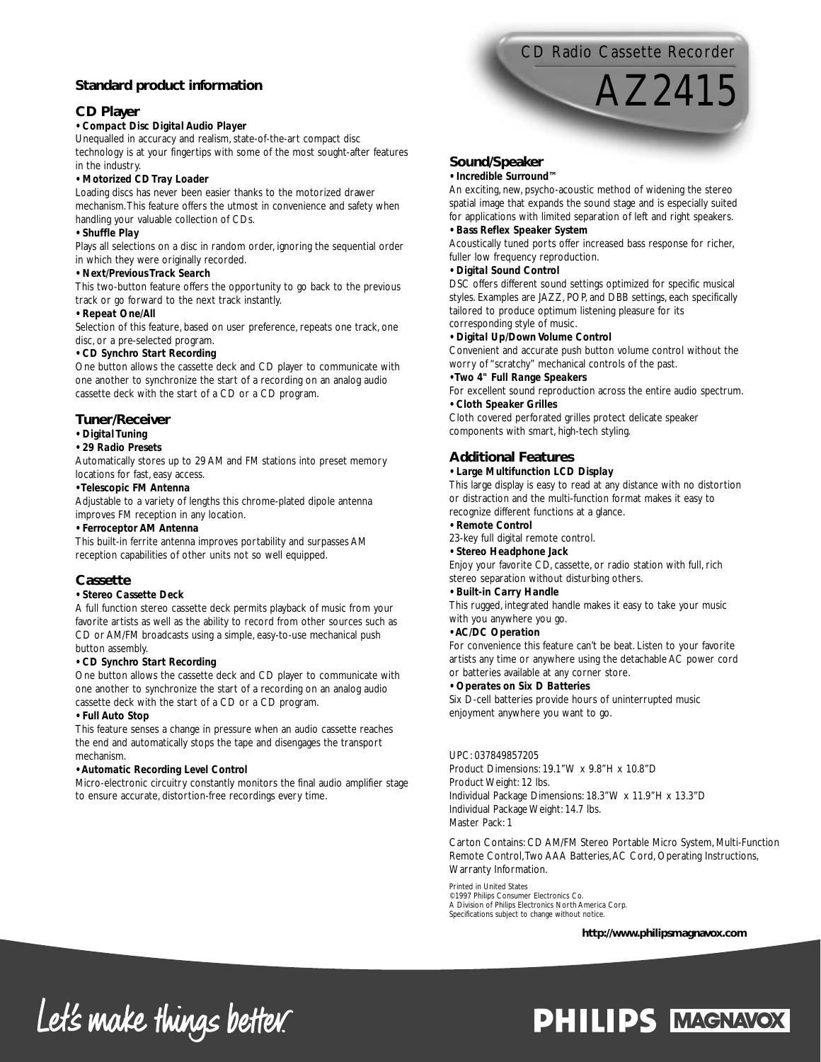# CD Radio Cassette Recorder

# AZ2415

## Standard product information

### CD Player

**• *Compact Disc Digital Audio Player***
Unequalled in accuracy and realism, state-of-the-art compact disc technology is at your fingertips with some of the most sought-after features in the industry.

**• *Motorized CD Tray Loader***
Loading discs has never been easier thanks to the motorized drawer mechanism.This feature offers the utmost in convenience and safety when handling your valuable collection of CDs.

**• *Shuffle Play***
Plays all selections on a disc in random order, ignoring the sequential order in which they were originally recorded.

**• *Next/Previous Track Search***
This two-button feature offers the opportunity to go back to the previous track or go forward to the next track instantly.

**• *Repeat One/All***
Selection of this feature, based on user preference, repeats one track, one disc, or a pre-selected program.

**• *CD Synchro Start Recording***
One button allows the cassette deck and CD player to communicate with one another to synchronize the start of a recording on an analog audio cassette deck with the start of a CD or a CD program.

### Tuner/Receiver

**• *Digital Tuning***

**• *29 Radio Presets***
Automatically stores up to 29 AM and FM stations into preset memory locations for fast, easy access.

**•*Telescopic FM Antenna***
Adjustable to a variety of lengths this chrome-plated dipole antenna improves FM reception in any location.

**• *Ferroceptor AM Antenna***
This built-in ferrite antenna improves portability and surpasses AM reception capabilities of other units not so well equipped.

### Cassette

**• *Stereo Cassette Deck***
A full function stereo cassette deck permits playback of music from your favorite artists as well as the ability to record from other sources such as CD or AM/FM broadcasts using a simple, easy-to-use mechanical push button assembly.

**• *CD Synchro Start Recording***
One button allows the cassette deck and CD player to communicate with one another to synchronize the start of a recording on an analog audio cassette deck with the start of a CD or a CD program.

**• *Full Auto Stop***
This feature senses a change in pressure when an audio cassette reaches the end and automatically stops the tape and disengages the transport mechanism.

**• *Automatic Recording Level Control***
Micro-electronic circuitry constantly monitors the final audio amplifier stage to ensure accurate, distortion-free recordings every time.

### Sound/Speaker

**• *Incredible Surround™***
An exciting, new, psycho-acoustic method of widening the stereo spatial image that expands the sound stage and is especially suited for applications with limited separation of left and right speakers.

**• *Bass Reflex Speaker System***
Acoustically tuned ports offer increased bass response for richer, fuller low frequency reproduction.

**• *Digital Sound Control***
DSC offers different sound settings optimized for specific musical styles. Examples are JAZZ, POP, and DBB settings, each specifically tailored to produce optimum listening pleasure for its corresponding style of music.

**• *Digital Up/Down Volume Control***
Convenient and accurate push button volume control without the worry of "scratchy" mechanical controls of the past.

**•*Two 4" Full Range Speakers***
For excellent sound reproduction across the entire audio spectrum.

**• *Cloth Speaker Grilles***
Cloth covered perforated grilles protect delicate speaker components with smart, high-tech styling.

### Additional Features

**• *Large Multifunction LCD Display***
This large display is easy to read at any distance with no distortion or distraction and the multi-function format makes it easy to recognize different functions at a glance.

**• *Remote Control***
23-key full digital remote control.

**• *Stereo Headphone Jack***
Enjoy your favorite CD, cassette, or radio station with full, rich stereo separation without disturbing others.

**• *Built-in Carry Handle***
This rugged, integrated handle makes it easy to take your music with you anywhere you go.

**• *AC/DC Operation***
For convenience this feature can't be beat. Listen to your favorite artists any time or anywhere using the detachable AC power cord or batteries available at any corner store.

**• *Operates on Six D Batteries***
Six D-cell batteries provide hours of uninterrupted music enjoyment anywhere you want to go.

UPC: 037849857205
Product Dimensions: 19.1"W x 9.8"H x 10.8"D
Product Weight: 12 lbs.
Individual Package Dimensions: 18.3"W x 11.9"H x 13.3"D
Individual Package Weight: 14.7 lbs.
Master Pack: 1

Carton Contains: CD AM/FM Stereo Portable Micro System, Multi-Function Remote Control,Two AAA Batteries, AC Cord, Operating Instructions, Warranty Information.

Printed in United States
©1997 Philips Consumer Electronics Co.
A Division of Philips Electronics North America Corp.
Specifications subject to change without notice.

**http://www.philipsmagnavox.com**

Let's make things better.

PHILIPS MAGNAVOX